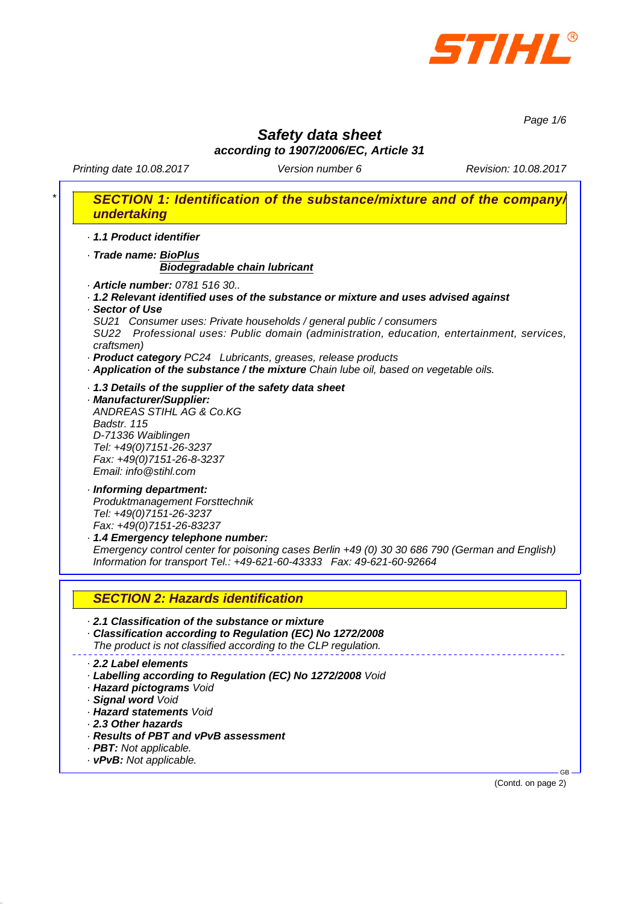# Safety data sheet

**according to 1907/2006/EC, Article 31**

*Printing date 10.08.2017* *Version number 6* *Revision: 10.08.2017*

## * SECTION 1: Identification of the substance/mixture and of the company/undertaking

- **1.1 Product identifier**
- **Trade name: BioPlus**
  **Biodegradable chain lubricant**
- **Article number:** 0781 516 30..
- **1.2 Relevant identified uses of the substance or mixture and uses advised against**
- **Sector of Use**
  SU21 Consumer uses: Private households / general public / consumers
  SU22 Professional uses: Public domain (administration, education, entertainment, services, craftsmen)
- **Product category** PC24 Lubricants, greases, release products
- **Application of the substance / the mixture** Chain lube oil, based on vegetable oils.
- **1.3 Details of the supplier of the safety data sheet**
- **Manufacturer/Supplier:**
  ANDREAS STIHL AG & Co.KG
  Badstr. 115
  D-71336 Waiblingen
  Tel: +49(0)7151-26-3237
  Fax: +49(0)7151-26-8-3237
  Email: info@stihl.com
- **Informing department:**
  Produktmanagement Forsttechnik
  Tel: +49(0)7151-26-3237
  Fax: +49(0)7151-26-83237
- **1.4 Emergency telephone number:**
  Emergency control center for poisoning cases Berlin +49 (0) 30 30 686 790 (German and English)
  Information for transport Tel.: +49-621-60-43333 Fax: 49-621-60-92664

## SECTION 2: Hazards identification

- **2.1 Classification of the substance or mixture**
- **Classification according to Regulation (EC) No 1272/2008**
  The product is not classified according to the CLP regulation.

---

- **2.2 Label elements**
- **Labelling according to Regulation (EC) No 1272/2008** Void
- **Hazard pictograms** Void
- **Signal word** Void
- **Hazard statements** Void
- **2.3 Other hazards**
- **Results of PBT and vPvB assessment**
- **PBT:** Not applicable.
- **vPvB:** Not applicable.

(Contd. on page 2)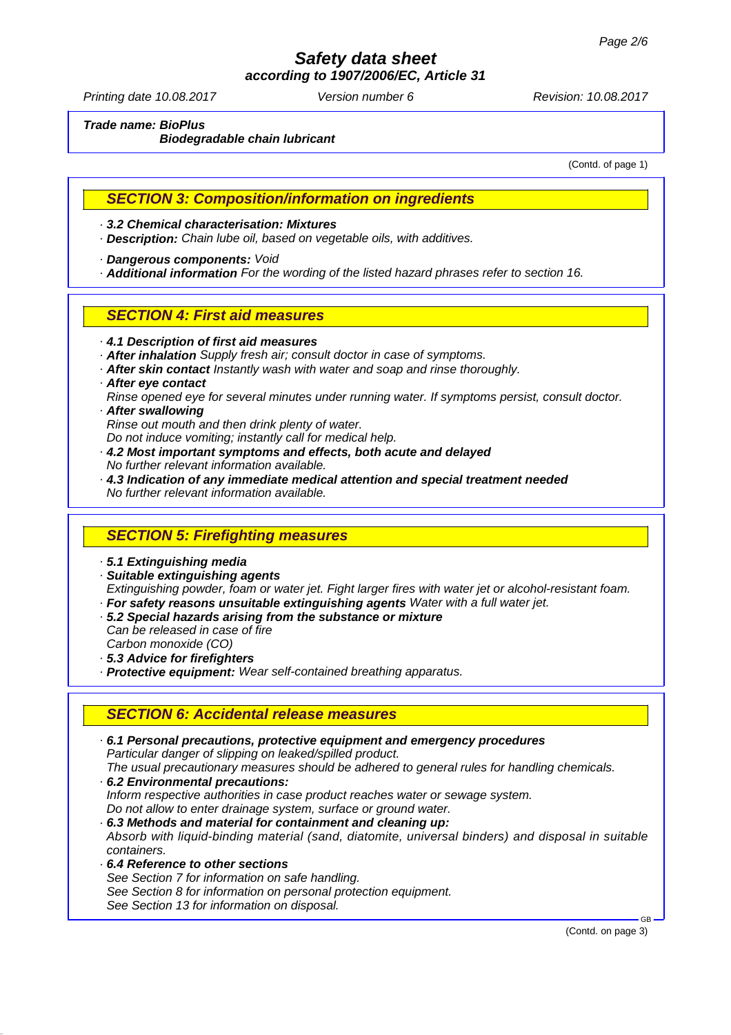**Trade name: BioPlus**
**Biodegradable chain lubricant**

(Contd. of page 1)

## SECTION 3: Composition/information on ingredients

· **3.2 Chemical characterisation: Mixtures**
· **Description:** Chain lube oil, based on vegetable oils, with additives.

· **Dangerous components:** Void
· **Additional information** For the wording of the listed hazard phrases refer to section 16.

## SECTION 4: First aid measures

· **4.1 Description of first aid measures**
· **After inhalation** Supply fresh air; consult doctor in case of symptoms.
· **After skin contact** Instantly wash with water and soap and rinse thoroughly.
· **After eye contact**
Rinse opened eye for several minutes under running water. If symptoms persist, consult doctor.
· **After swallowing**
Rinse out mouth and then drink plenty of water.
Do not induce vomiting; instantly call for medical help.
· **4.2 Most important symptoms and effects, both acute and delayed**
No further relevant information available.
· **4.3 Indication of any immediate medical attention and special treatment needed**
No further relevant information available.

## SECTION 5: Firefighting measures

· **5.1 Extinguishing media**
· **Suitable extinguishing agents**
Extinguishing powder, foam or water jet. Fight larger fires with water jet or alcohol-resistant foam.
· **For safety reasons unsuitable extinguishing agents** Water with a full water jet.
· **5.2 Special hazards arising from the substance or mixture**
Can be released in case of fire
Carbon monoxide (CO)
· **5.3 Advice for firefighters**
· **Protective equipment:** Wear self-contained breathing apparatus.

## SECTION 6: Accidental release measures

· **6.1 Personal precautions, protective equipment and emergency procedures**
Particular danger of slipping on leaked/spilled product.
The usual precautionary measures should be adhered to general rules for handling chemicals.
· **6.2 Environmental precautions:**
Inform respective authorities in case product reaches water or sewage system.
Do not allow to enter drainage system, surface or ground water.
· **6.3 Methods and material for containment and cleaning up:**
Absorb with liquid-binding material (sand, diatomite, universal binders) and disposal in suitable containers.
· **6.4 Reference to other sections**
See Section 7 for information on safe handling.
See Section 8 for information on personal protection equipment.
See Section 13 for information on disposal.

(Contd. on page 3)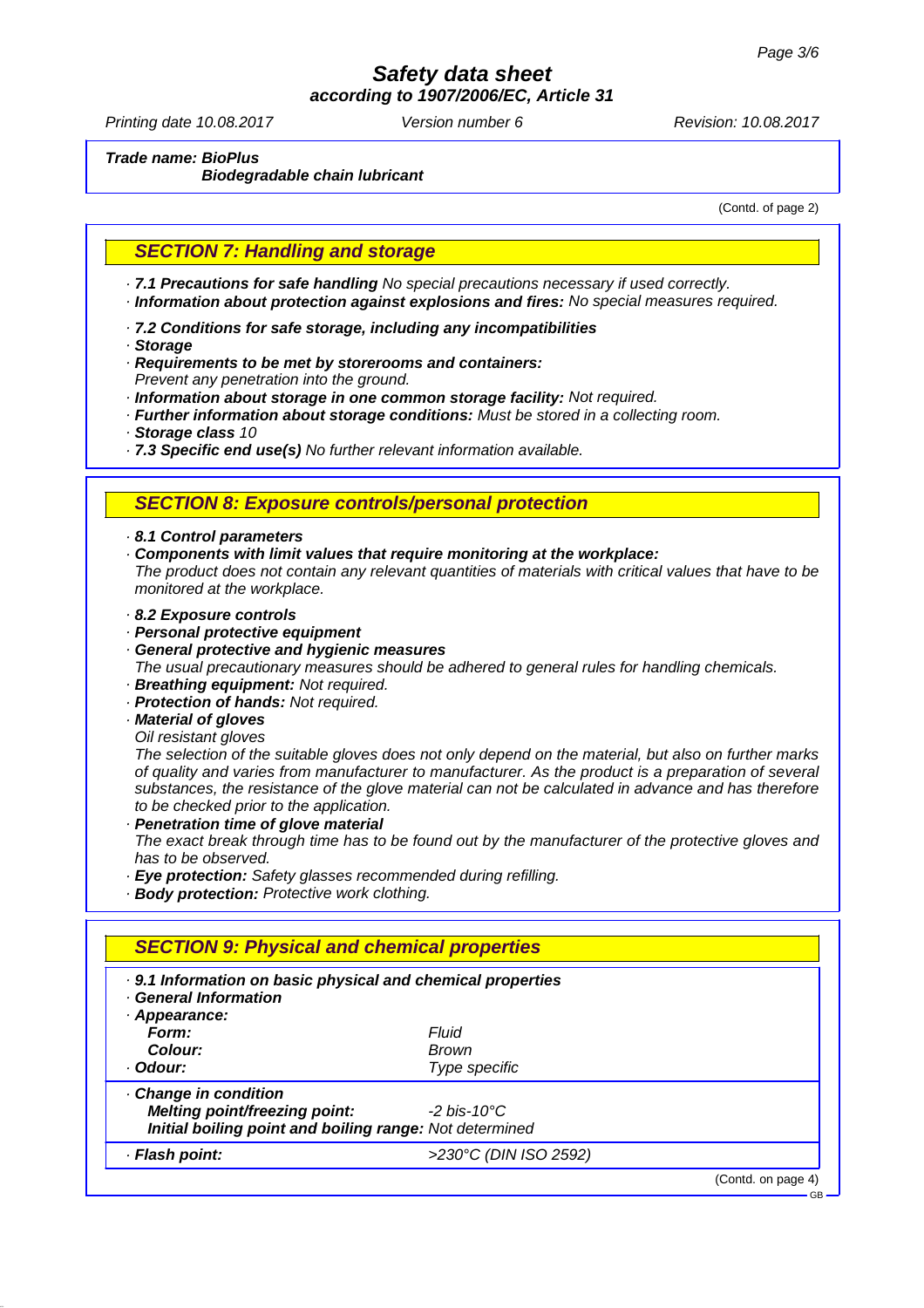**Trade name: BioPlus**
**Biodegradable chain lubricant**

(Contd. of page 2)

## SECTION 7: Handling and storage

· **7.1 Precautions for safe handling** *No special precautions necessary if used correctly.*
· **Information about protection against explosions and fires:** *No special measures required.*

· **7.2 Conditions for safe storage, including any incompatibilities**
· **Storage**
· **Requirements to be met by storerooms and containers:**
*Prevent any penetration into the ground.*
· **Information about storage in one common storage facility:** *Not required.*
· **Further information about storage conditions:** *Must be stored in a collecting room.*
· **Storage class** *10*
· **7.3 Specific end use(s)** *No further relevant information available.*

## SECTION 8: Exposure controls/personal protection

· **8.1 Control parameters**
· **Components with limit values that require monitoring at the workplace:**
*The product does not contain any relevant quantities of materials with critical values that have to be monitored at the workplace.*

· **8.2 Exposure controls**
· **Personal protective equipment**
· **General protective and hygienic measures**
*The usual precautionary measures should be adhered to general rules for handling chemicals.*
· **Breathing equipment:** *Not required.*
· **Protection of hands:** *Not required.*
· **Material of gloves**
*Oil resistant gloves*
*The selection of the suitable gloves does not only depend on the material, but also on further marks of quality and varies from manufacturer to manufacturer. As the product is a preparation of several substances, the resistance of the glove material can not be calculated in advance and has therefore to be checked prior to the application.*
· **Penetration time of glove material**
*The exact break through time has to be found out by the manufacturer of the protective gloves and has to be observed.*
· **Eye protection:** *Safety glasses recommended during refilling.*
· **Body protection:** *Protective work clothing.*

## SECTION 9: Physical and chemical properties

· **9.1 Information on basic physical and chemical properties**
· **General Information**
· **Appearance:**

| | |
|---|---|
| **Form:** | *Fluid* |
| **Colour:** | *Brown* |
| · **Odour:** | *Type specific* |
| · **Change in condition** | |
| **Melting point/freezing point:** | *-2 bis-10°C* |
| **Initial boiling point and boiling range:** | *Not determined* |
| · **Flash point:** | *>230°C (DIN ISO 2592)* |

(Contd. on page 4)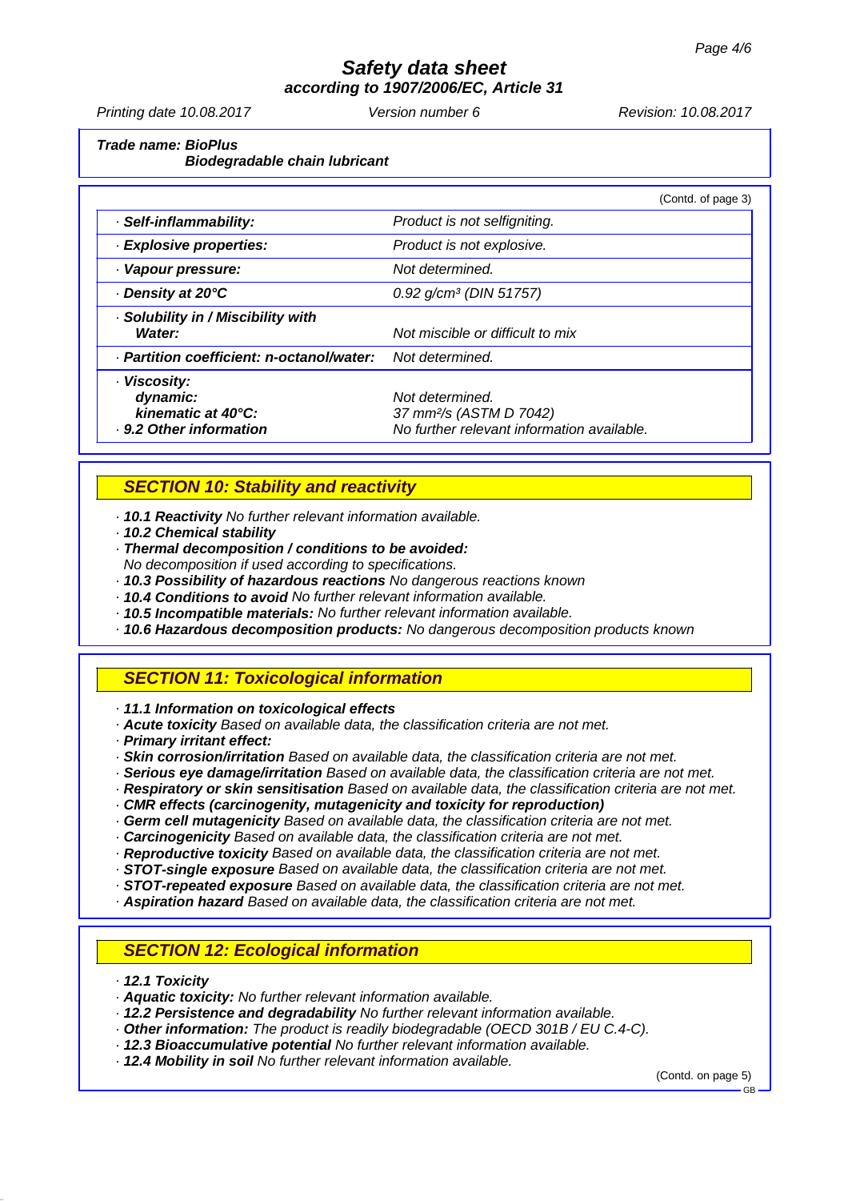# Safety data sheet
## according to 1907/2006/EC, Article 31

Printing date 10.08.2017 | Version number 6 | Revision: 10.08.2017

**Trade name: BioPlus**
**Biodegradable chain lubricant**

(Contd. of page 3)

| | |
|---|---|
| · **Self-inflammability:** | Product is not selfigniting. |
| · **Explosive properties:** | Product is not explosive. |
| · **Vapour pressure:** | Not determined. |
| · **Density at 20°C** | 0.92 g/cm³ (DIN 51757) |
| · **Solubility in / Miscibility with Water:** | Not miscible or difficult to mix |
| · **Partition coefficient: n-octanol/water:** | Not determined. |
| · **Viscosity:** | |
| **dynamic:** | Not determined. |
| **kinematic at 40°C:** | 37 mm²/s (ASTM D 7042) |
| · **9.2 Other information** | No further relevant information available. |

## SECTION 10: Stability and reactivity

- · **10.1 Reactivity** No further relevant information available.
- · **10.2 Chemical stability**
- · **Thermal decomposition / conditions to be avoided:**
  No decomposition if used according to specifications.
- · **10.3 Possibility of hazardous reactions** No dangerous reactions known
- · **10.4 Conditions to avoid** No further relevant information available.
- · **10.5 Incompatible materials:** No further relevant information available.
- · **10.6 Hazardous decomposition products:** No dangerous decomposition products known

## SECTION 11: Toxicological information

- · **11.1 Information on toxicological effects**
- · **Acute toxicity** Based on available data, the classification criteria are not met.
- · **Primary irritant effect:**
- · **Skin corrosion/irritation** Based on available data, the classification criteria are not met.
- · **Serious eye damage/irritation** Based on available data, the classification criteria are not met.
- · **Respiratory or skin sensitisation** Based on available data, the classification criteria are not met.
- · **CMR effects (carcinogenity, mutagenicity and toxicity for reproduction)**
- · **Germ cell mutagenicity** Based on available data, the classification criteria are not met.
- · **Carcinogenicity** Based on available data, the classification criteria are not met.
- · **Reproductive toxicity** Based on available data, the classification criteria are not met.
- · **STOT-single exposure** Based on available data, the classification criteria are not met.
- · **STOT-repeated exposure** Based on available data, the classification criteria are not met.
- · **Aspiration hazard** Based on available data, the classification criteria are not met.

## SECTION 12: Ecological information

- · **12.1 Toxicity**
- · **Aquatic toxicity:** No further relevant information available.
- · **12.2 Persistence and degradability** No further relevant information available.
- · **Other information:** The product is readily biodegradable (OECD 301B / EU C.4-C).
- · **12.3 Bioaccumulative potential** No further relevant information available.
- · **12.4 Mobility in soil** No further relevant information available.

(Contd. on page 5)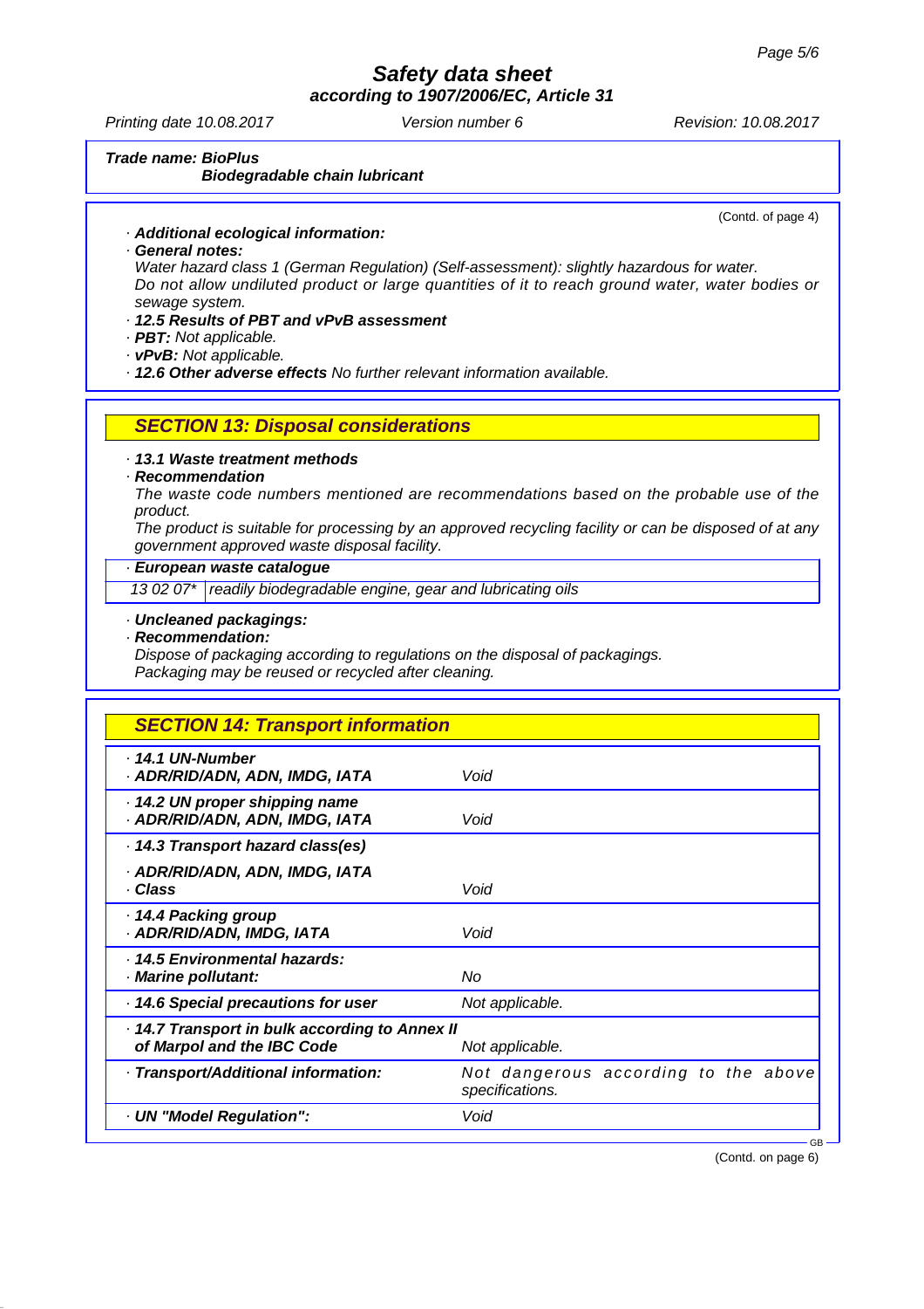**Trade name: BioPlus**
**Biodegradable chain lubricant**

(Contd. of page 4)

· ***Additional ecological information:***
· ***General notes:***
*Water hazard class 1 (German Regulation) (Self-assessment): slightly hazardous for water.*
*Do not allow undiluted product or large quantities of it to reach ground water, water bodies or sewage system.*
· ***12.5 Results of PBT and vPvB assessment***
· ***PBT:*** *Not applicable.*
· ***vPvB:*** *Not applicable.*
· ***12.6 Other adverse effects*** *No further relevant information available.*

## *SECTION 13: Disposal considerations*

· ***13.1 Waste treatment methods***
· ***Recommendation***
*The waste code numbers mentioned are recommendations based on the probable use of the product.*
*The product is suitable for processing by an approved recycling facility or can be disposed of at any government approved waste disposal facility.*

· ***European waste catalogue***

| | |
|---|---|
| *13 02 07\** | *readily biodegradable engine, gear and lubricating oils* |

· ***Uncleaned packagings:***
· ***Recommendation:***
*Dispose of packaging according to regulations on the disposal of packagings.*
*Packaging may be reused or recycled after cleaning.*

## *SECTION 14: Transport information*

| | |
|---|---|
| · ***14.1 UN-Number***<br>· ***ADR/RID/ADN, ADN, IMDG, IATA*** | *Void* |
| · ***14.2 UN proper shipping name***<br>· ***ADR/RID/ADN, ADN, IMDG, IATA*** | *Void* |
| · ***14.3 Transport hazard class(es)***<br>· ***ADR/RID/ADN, ADN, IMDG, IATA***<br>· ***Class*** | *Void* |
| · ***14.4 Packing group***<br>· ***ADR/RID/ADN, IMDG, IATA*** | *Void* |
| · ***14.5 Environmental hazards:***<br>· ***Marine pollutant:*** | *No* |
| · ***14.6 Special precautions for user*** | *Not applicable.* |
| · ***14.7 Transport in bulk according to Annex II of Marpol and the IBC Code*** | *Not applicable.* |
| · ***Transport/Additional information:*** | *Not dangerous according to the above specifications.* |
| · ***UN "Model Regulation":*** | *Void* |

(Contd. on page 6)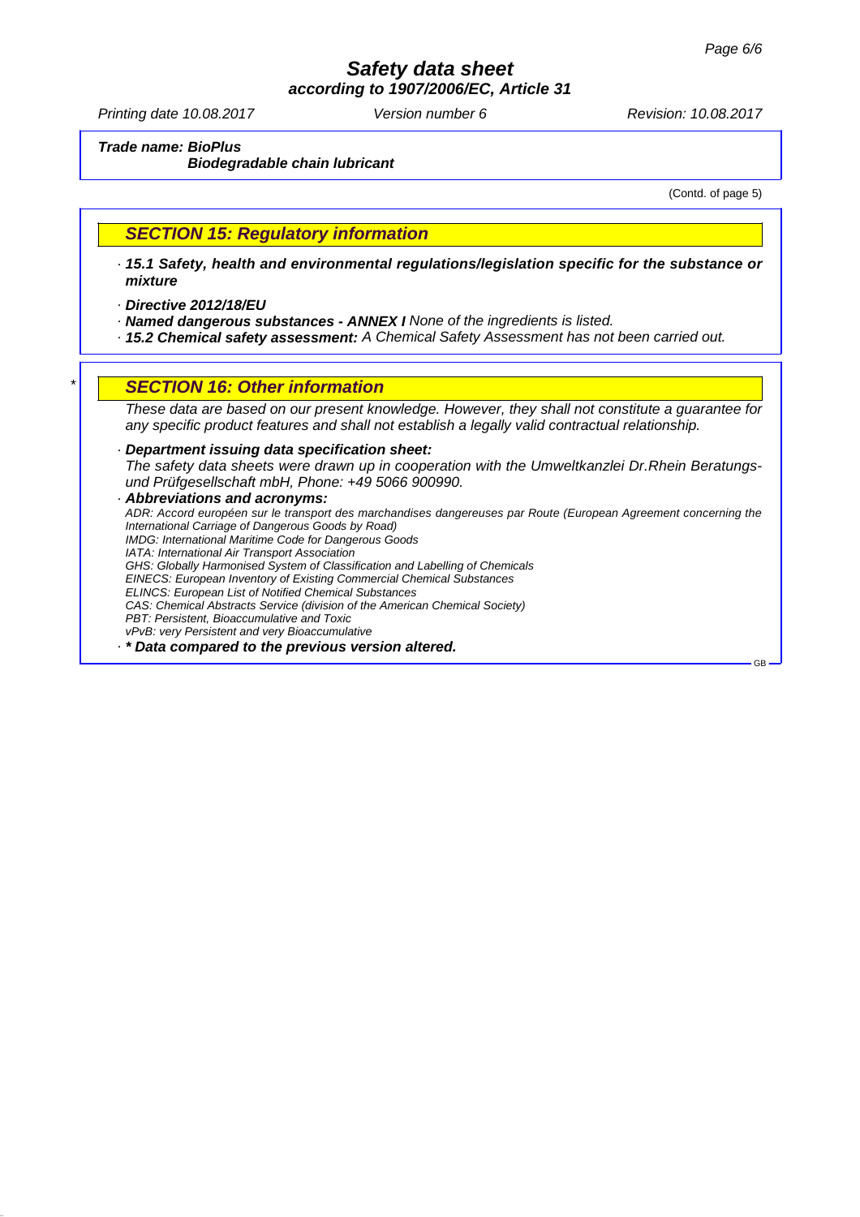**Trade name: BioPlus**
**Biodegradable chain lubricant**

(Contd. of page 5)

## SECTION 15: Regulatory information

· **15.1 Safety, health and environmental regulations/legislation specific for the substance or mixture**

· **Directive 2012/18/EU**
· **Named dangerous substances - ANNEX I** None of the ingredients is listed.
· **15.2 Chemical safety assessment:** A Chemical Safety Assessment has not been carried out.

## * SECTION 16: Other information

These data are based on our present knowledge. However, they shall not constitute a guarantee for any specific product features and shall not establish a legally valid contractual relationship.

· **Department issuing data specification sheet:**
The safety data sheets were drawn up in cooperation with the Umweltkanzlei Dr.Rhein Beratungs- und Prüfgesellschaft mbH, Phone: +49 5066 900990.

· **Abbreviations and acronyms:**
ADR: Accord européen sur le transport des marchandises dangereuses par Route (European Agreement concerning the International Carriage of Dangerous Goods by Road)
IMDG: International Maritime Code for Dangerous Goods
IATA: International Air Transport Association
GHS: Globally Harmonised System of Classification and Labelling of Chemicals
EINECS: European Inventory of Existing Commercial Chemical Substances
ELINCS: European List of Notified Chemical Substances
CAS: Chemical Abstracts Service (division of the American Chemical Society)
PBT: Persistent, Bioaccumulative and Toxic
vPvB: very Persistent and very Bioaccumulative

· **\* Data compared to the previous version altered.**